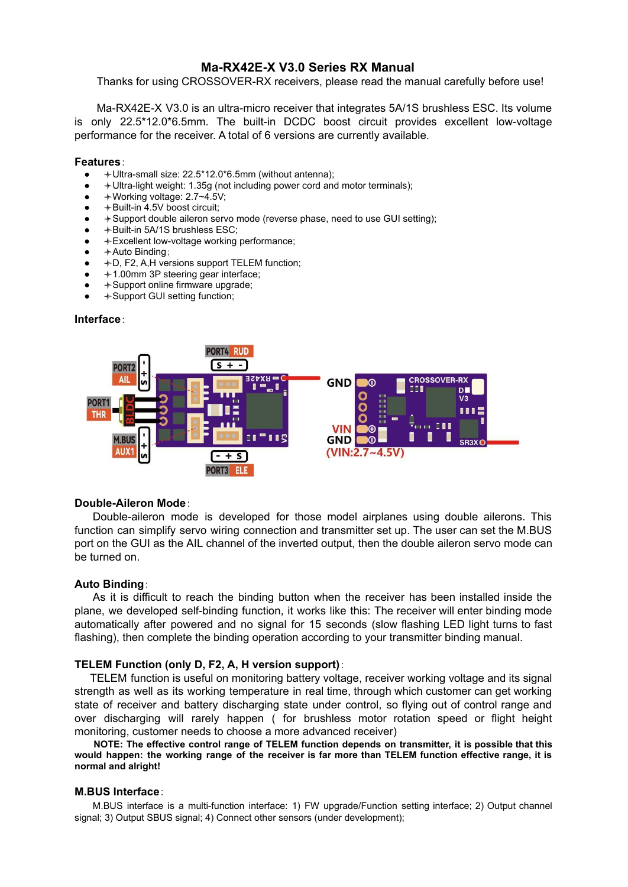# Ma-RX42E-X V3.0 Series RX Manual

Thanks for using CROSSOVER-RX receivers, please read the manual carefully before use!

Ma-RX42E-X V3.0 is an ultra-micro receiver that integrates 5A/1S brushless ESC. Its volume is only 22.5*12.0*6.5mm. The built-in DCDC boost circuit provides excellent low-voltage performance for the receiver. A total of 6 versions are currently available.

## Features:

- +Ultra-small size: 22.5*12.0*6.5mm (without antenna);
- +Ultra-light weight: 1.35g (not including power cord and motor terminals);
- +Working voltage: 2.7~4.5V;
- +Built-in 4.5V boost circuit;
- +Support double aileron servo mode (reverse phase, need to use GUI setting);
- +Built-in 5A/1S brushless ESC;
- +Excellent low-voltage working performance;
- +Auto Binding;
- +D, F2, A,H versions support TELEM function;
- +1.00mm 3P steering gear interface;
- +Support online firmware upgrade;
- +Support GUI setting function;

## Interface:

PORT4 RUD | S + -
PORT2 AIL | - + S
PORT1 THR | BLDC
M.BUS AUX1 | - + S
PORT3 ELE | - + S

GND
VIN
GND
(VIN:2.7~4.5V)

## Double-Aileron Mode:

Double-aileron mode is developed for those model airplanes using double ailerons. This function can simplify servo wiring connection and transmitter set up. The user can set the M.BUS port on the GUI as the AIL channel of the inverted output, then the double aileron servo mode can be turned on.

## Auto Binding:

As it is difficult to reach the binding button when the receiver has been installed inside the plane, we developed self-binding function, it works like this: The receiver will enter binding mode automatically after powered and no signal for 15 seconds (slow flashing LED light turns to fast flashing), then complete the binding operation according to your transmitter binding manual.

## TELEM Function (only D, F2, A, H version support):

TELEM function is useful on monitoring battery voltage, receiver working voltage and its signal strength as well as its working temperature in real time, through which customer can get working state of receiver and battery discharging state under control, so flying out of control range and over discharging will rarely happen ( for brushless motor rotation speed or flight height monitoring, customer needs to choose a more advanced receiver)

**NOTE: The effective control range of TELEM function depends on transmitter, it is possible that this would happen: the working range of the receiver is far more than TELEM function effective range, it is normal and alright!**

## M.BUS Interface:

M.BUS interface is a multi-function interface: 1) FW upgrade/Function setting interface; 2) Output channel signal; 3) Output SBUS signal; 4) Connect other sensors (under development);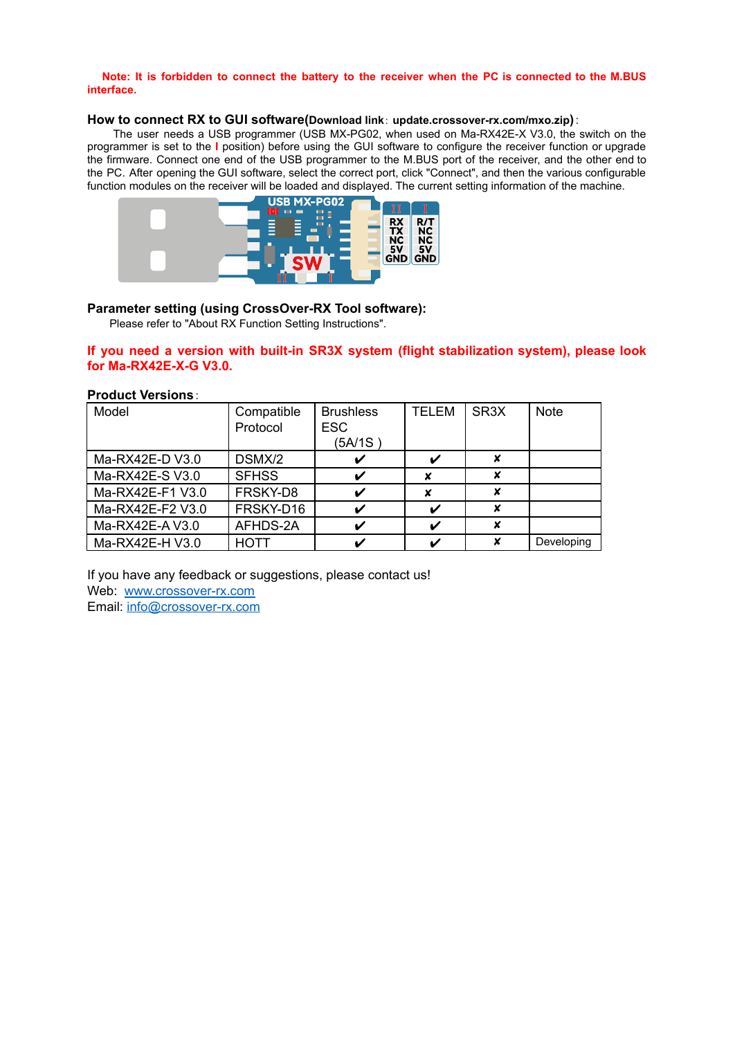**Note: It is forbidden to connect the battery to the receiver when the PC is connected to the M.BUS interface.**

**How to connect RX to GUI software(Download link：update.crossover-rx.com/mxo.zip)**：

The user needs a USB programmer (USB MX-PG02, when used on Ma-RX42E-X V3.0, the switch on the programmer is set to the **I** position) before using the GUI software to configure the receiver function or upgrade the firmware. Connect one end of the USB programmer to the M.BUS port of the receiver, and the other end to the PC. After opening the GUI software, select the correct port, click "Connect", and then the various configurable function modules on the receiver will be loaded and displayed. The current setting information of the machine.

USB MX-PG02

SW

II: RX TX NC 5V GND

I: R/T NC NC 5V GND

**Parameter setting (using CrossOver-RX Tool software):**

Please refer to "About RX Function Setting Instructions".

**If you need a version with built-in SR3X system (flight stabilization system), please look for Ma-RX42E-X-G V3.0.**

**Product Versions**：

| Model | Compatible Protocol | Brushless ESC (5A/1S ) | TELEM | SR3X | Note |
|---|---|---|---|---|---|
| Ma-RX42E-D V3.0 | DSMX/2 | ✔ | ✔ | ✘ | |
| Ma-RX42E-S V3.0 | SFHSS | ✔ | ✘ | ✘ | |
| Ma-RX42E-F1 V3.0 | FRSKY-D8 | ✔ | ✘ | ✘ | |
| Ma-RX42E-F2 V3.0 | FRSKY-D16 | ✔ | ✔ | ✘ | |
| Ma-RX42E-A V3.0 | AFHDS-2A | ✔ | ✔ | ✘ | |
| Ma-RX42E-H V3.0 | HOTT | ✔ | ✔ | ✘ | Developing |

If you have any feedback or suggestions, please contact us!

Web: www.crossover-rx.com

Email: info@crossover-rx.com